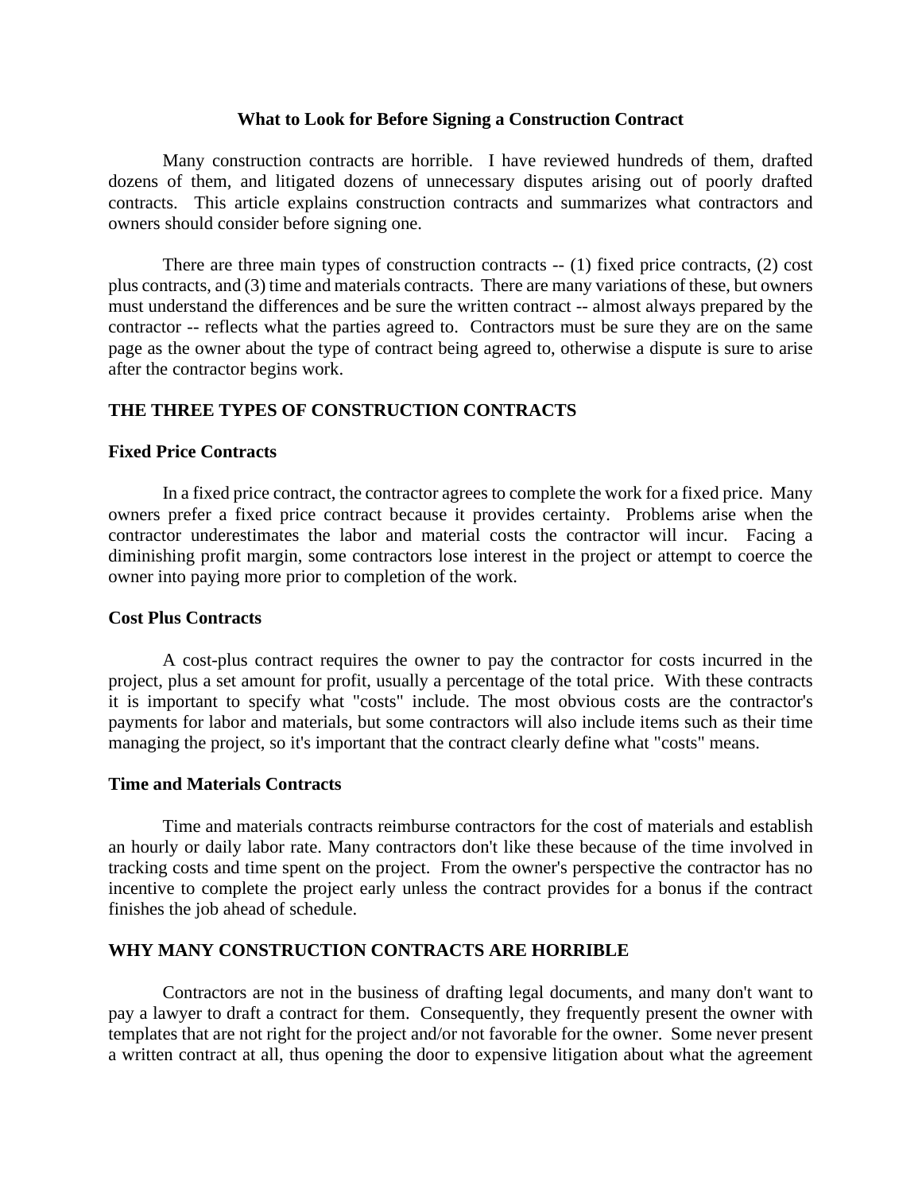# What to Look for Before Signing a Construction Contract

Many construction contracts are horrible. I have reviewed hundreds of them, drafted dozens of them, and litigated dozens of unnecessary disputes arising out of poorly drafted contracts. This article explains construction contracts and summarizes what contractors and owners should consider before signing one.

There are three main types of construction contracts -- (1) fixed price contracts, (2) cost plus contracts, and (3) time and materials contracts. There are many variations of these, but owners must understand the differences and be sure the written contract -- almost always prepared by the contractor -- reflects what the parties agreed to. Contractors must be sure they are on the same page as the owner about the type of contract being agreed to, otherwise a dispute is sure to arise after the contractor begins work.

## THE THREE TYPES OF CONSTRUCTION CONTRACTS

### Fixed Price Contracts

In a fixed price contract, the contractor agrees to complete the work for a fixed price. Many owners prefer a fixed price contract because it provides certainty. Problems arise when the contractor underestimates the labor and material costs the contractor will incur. Facing a diminishing profit margin, some contractors lose interest in the project or attempt to coerce the owner into paying more prior to completion of the work.

### Cost Plus Contracts

A cost-plus contract requires the owner to pay the contractor for costs incurred in the project, plus a set amount for profit, usually a percentage of the total price. With these contracts it is important to specify what "costs" include. The most obvious costs are the contractor's payments for labor and materials, but some contractors will also include items such as their time managing the project, so it's important that the contract clearly define what "costs" means.

### Time and Materials Contracts

Time and materials contracts reimburse contractors for the cost of materials and establish an hourly or daily labor rate. Many contractors don't like these because of the time involved in tracking costs and time spent on the project. From the owner's perspective the contractor has no incentive to complete the project early unless the contract provides for a bonus if the contract finishes the job ahead of schedule.

## WHY MANY CONSTRUCTION CONTRACTS ARE HORRIBLE

Contractors are not in the business of drafting legal documents, and many don't want to pay a lawyer to draft a contract for them. Consequently, they frequently present the owner with templates that are not right for the project and/or not favorable for the owner. Some never present a written contract at all, thus opening the door to expensive litigation about what the agreement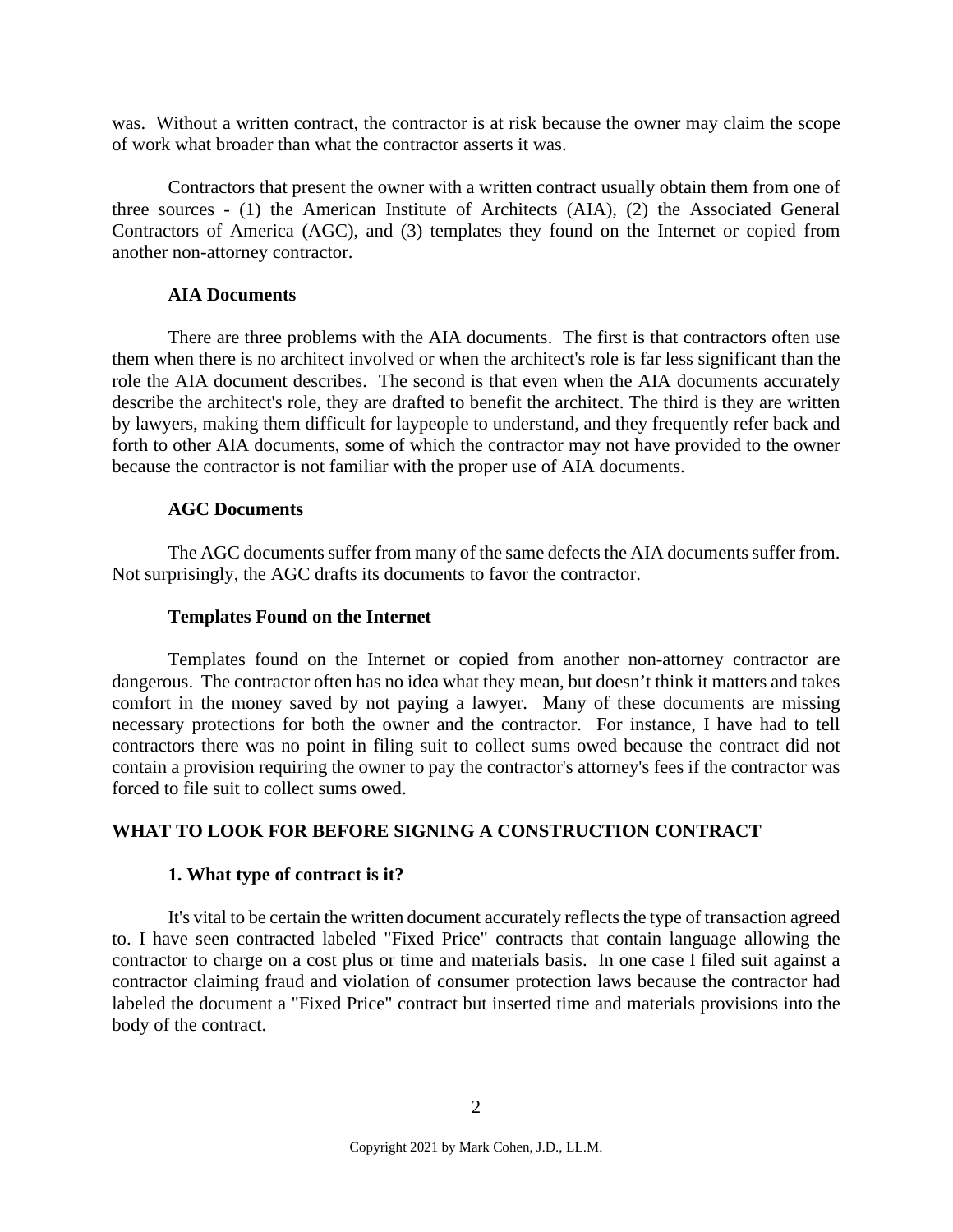was. Without a written contract, the contractor is at risk because the owner may claim the scope of work what broader than what the contractor asserts it was.

Contractors that present the owner with a written contract usually obtain them from one of three sources - (1) the American Institute of Architects (AIA), (2) the Associated General Contractors of America (AGC), and (3) templates they found on the Internet or copied from another non-attorney contractor.

### AIA Documents

There are three problems with the AIA documents. The first is that contractors often use them when there is no architect involved or when the architect's role is far less significant than the role the AIA document describes. The second is that even when the AIA documents accurately describe the architect's role, they are drafted to benefit the architect. The third is they are written by lawyers, making them difficult for laypeople to understand, and they frequently refer back and forth to other AIA documents, some of which the contractor may not have provided to the owner because the contractor is not familiar with the proper use of AIA documents.

### AGC Documents

The AGC documents suffer from many of the same defects the AIA documents suffer from. Not surprisingly, the AGC drafts its documents to favor the contractor.

### Templates Found on the Internet

Templates found on the Internet or copied from another non-attorney contractor are dangerous. The contractor often has no idea what they mean, but doesn't think it matters and takes comfort in the money saved by not paying a lawyer. Many of these documents are missing necessary protections for both the owner and the contractor. For instance, I have had to tell contractors there was no point in filing suit to collect sums owed because the contract did not contain a provision requiring the owner to pay the contractor's attorney's fees if the contractor was forced to file suit to collect sums owed.

## WHAT TO LOOK FOR BEFORE SIGNING A CONSTRUCTION CONTRACT

### 1. What type of contract is it?

It's vital to be certain the written document accurately reflects the type of transaction agreed to. I have seen contracted labeled "Fixed Price" contracts that contain language allowing the contractor to charge on a cost plus or time and materials basis. In one case I filed suit against a contractor claiming fraud and violation of consumer protection laws because the contractor had labeled the document a "Fixed Price" contract but inserted time and materials provisions into the body of the contract.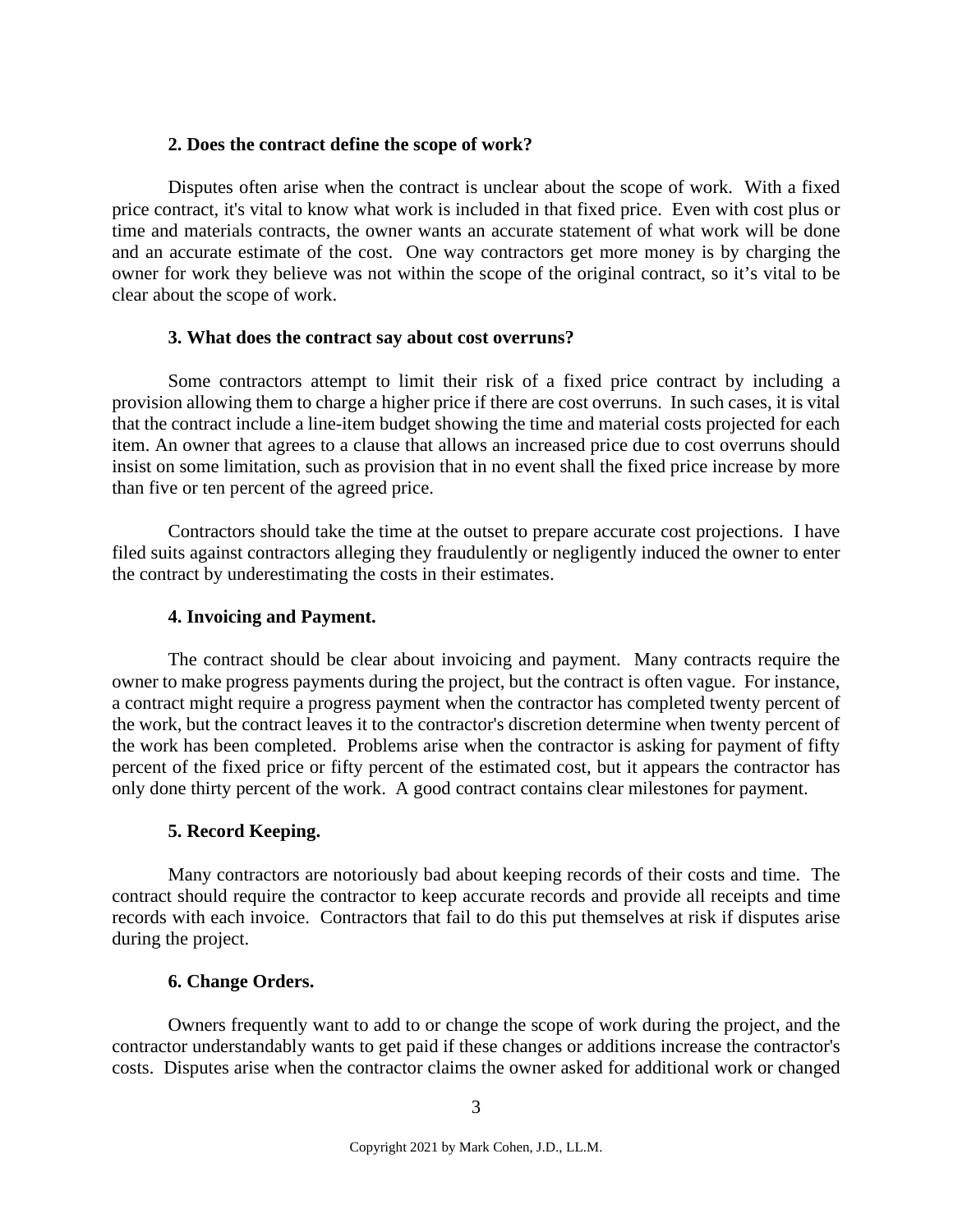### 2. Does the contract define the scope of work?

Disputes often arise when the contract is unclear about the scope of work. With a fixed price contract, it's vital to know what work is included in that fixed price. Even with cost plus or time and materials contracts, the owner wants an accurate statement of what work will be done and an accurate estimate of the cost. One way contractors get more money is by charging the owner for work they believe was not within the scope of the original contract, so it's vital to be clear about the scope of work.

### 3. What does the contract say about cost overruns?

Some contractors attempt to limit their risk of a fixed price contract by including a provision allowing them to charge a higher price if there are cost overruns. In such cases, it is vital that the contract include a line-item budget showing the time and material costs projected for each item. An owner that agrees to a clause that allows an increased price due to cost overruns should insist on some limitation, such as provision that in no event shall the fixed price increase by more than five or ten percent of the agreed price.

Contractors should take the time at the outset to prepare accurate cost projections. I have filed suits against contractors alleging they fraudulently or negligently induced the owner to enter the contract by underestimating the costs in their estimates.

### 4. Invoicing and Payment.

The contract should be clear about invoicing and payment. Many contracts require the owner to make progress payments during the project, but the contract is often vague. For instance, a contract might require a progress payment when the contractor has completed twenty percent of the work, but the contract leaves it to the contractor's discretion determine when twenty percent of the work has been completed. Problems arise when the contractor is asking for payment of fifty percent of the fixed price or fifty percent of the estimated cost, but it appears the contractor has only done thirty percent of the work. A good contract contains clear milestones for payment.

### 5. Record Keeping.

Many contractors are notoriously bad about keeping records of their costs and time. The contract should require the contractor to keep accurate records and provide all receipts and time records with each invoice. Contractors that fail to do this put themselves at risk if disputes arise during the project.

### 6. Change Orders.

Owners frequently want to add to or change the scope of work during the project, and the contractor understandably wants to get paid if these changes or additions increase the contractor's costs. Disputes arise when the contractor claims the owner asked for additional work or changed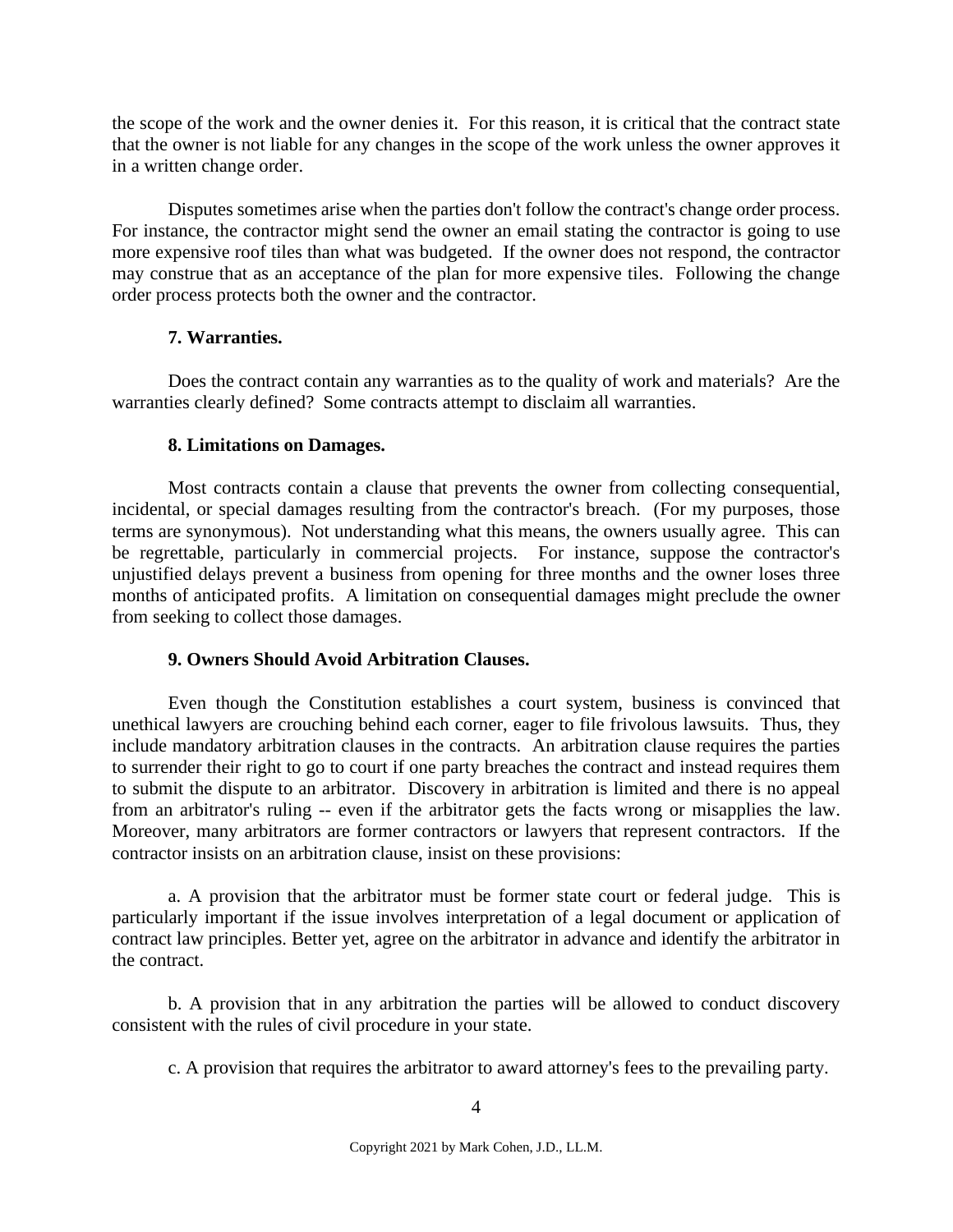the scope of the work and the owner denies it. For this reason, it is critical that the contract state that the owner is not liable for any changes in the scope of the work unless the owner approves it in a written change order.

Disputes sometimes arise when the parties don't follow the contract's change order process. For instance, the contractor might send the owner an email stating the contractor is going to use more expensive roof tiles than what was budgeted. If the owner does not respond, the contractor may construe that as an acceptance of the plan for more expensive tiles. Following the change order process protects both the owner and the contractor.

**7. Warranties.**

Does the contract contain any warranties as to the quality of work and materials? Are the warranties clearly defined? Some contracts attempt to disclaim all warranties.

**8. Limitations on Damages.**

Most contracts contain a clause that prevents the owner from collecting consequential, incidental, or special damages resulting from the contractor's breach. (For my purposes, those terms are synonymous). Not understanding what this means, the owners usually agree. This can be regrettable, particularly in commercial projects. For instance, suppose the contractor's unjustified delays prevent a business from opening for three months and the owner loses three months of anticipated profits. A limitation on consequential damages might preclude the owner from seeking to collect those damages.

**9. Owners Should Avoid Arbitration Clauses.**

Even though the Constitution establishes a court system, business is convinced that unethical lawyers are crouching behind each corner, eager to file frivolous lawsuits. Thus, they include mandatory arbitration clauses in the contracts. An arbitration clause requires the parties to surrender their right to go to court if one party breaches the contract and instead requires them to submit the dispute to an arbitrator. Discovery in arbitration is limited and there is no appeal from an arbitrator's ruling -- even if the arbitrator gets the facts wrong or misapplies the law. Moreover, many arbitrators are former contractors or lawyers that represent contractors. If the contractor insists on an arbitration clause, insist on these provisions:

a. A provision that the arbitrator must be former state court or federal judge. This is particularly important if the issue involves interpretation of a legal document or application of contract law principles. Better yet, agree on the arbitrator in advance and identify the arbitrator in the contract.

b. A provision that in any arbitration the parties will be allowed to conduct discovery consistent with the rules of civil procedure in your state.

c. A provision that requires the arbitrator to award attorney's fees to the prevailing party.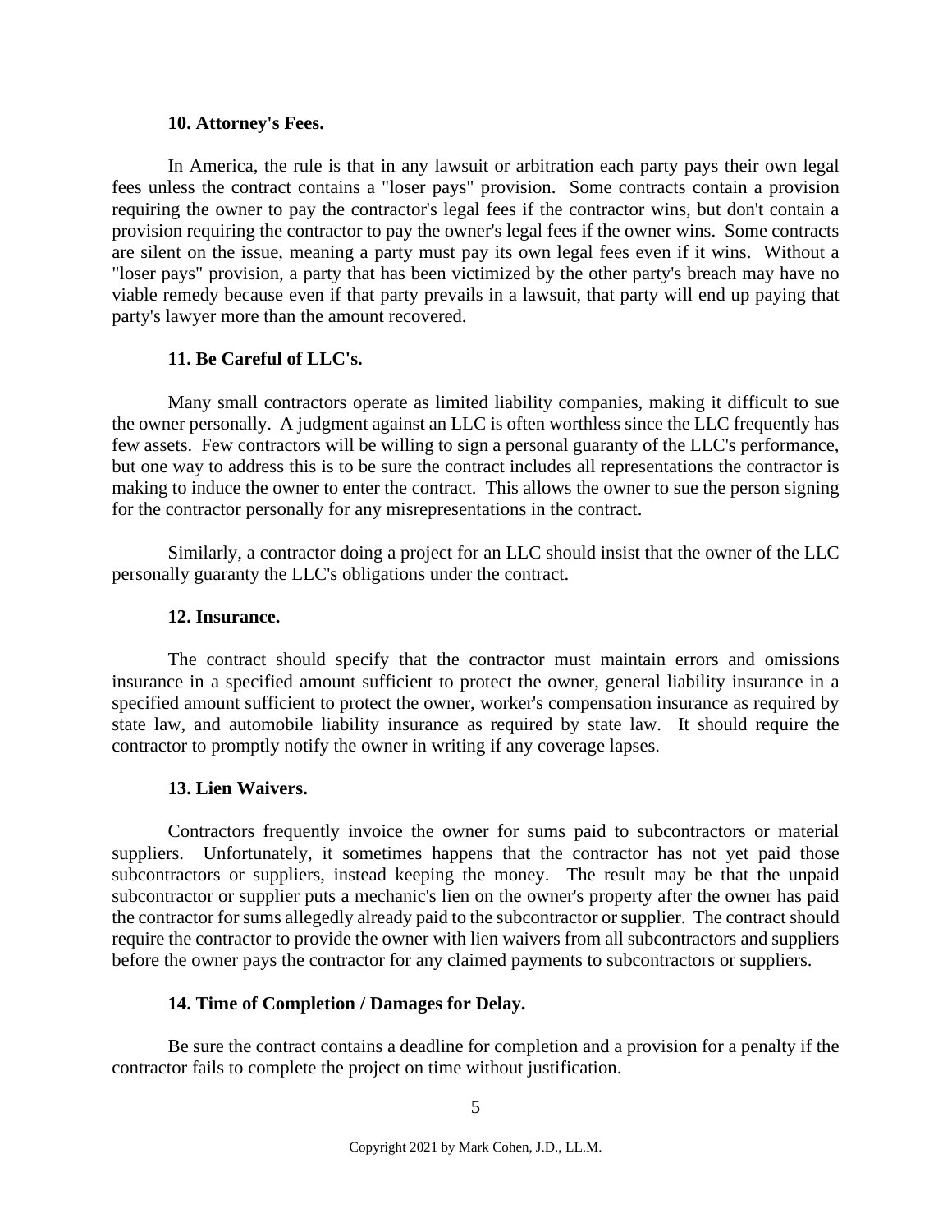### 10. Attorney's Fees.

In America, the rule is that in any lawsuit or arbitration each party pays their own legal fees unless the contract contains a "loser pays" provision. Some contracts contain a provision requiring the owner to pay the contractor's legal fees if the contractor wins, but don't contain a provision requiring the contractor to pay the owner's legal fees if the owner wins. Some contracts are silent on the issue, meaning a party must pay its own legal fees even if it wins. Without a "loser pays" provision, a party that has been victimized by the other party's breach may have no viable remedy because even if that party prevails in a lawsuit, that party will end up paying that party's lawyer more than the amount recovered.

### 11. Be Careful of LLC's.

Many small contractors operate as limited liability companies, making it difficult to sue the owner personally. A judgment against an LLC is often worthless since the LLC frequently has few assets. Few contractors will be willing to sign a personal guaranty of the LLC's performance, but one way to address this is to be sure the contract includes all representations the contractor is making to induce the owner to enter the contract. This allows the owner to sue the person signing for the contractor personally for any misrepresentations in the contract.

Similarly, a contractor doing a project for an LLC should insist that the owner of the LLC personally guaranty the LLC's obligations under the contract.

### 12. Insurance.

The contract should specify that the contractor must maintain errors and omissions insurance in a specified amount sufficient to protect the owner, general liability insurance in a specified amount sufficient to protect the owner, worker's compensation insurance as required by state law, and automobile liability insurance as required by state law. It should require the contractor to promptly notify the owner in writing if any coverage lapses.

### 13. Lien Waivers.

Contractors frequently invoice the owner for sums paid to subcontractors or material suppliers. Unfortunately, it sometimes happens that the contractor has not yet paid those subcontractors or suppliers, instead keeping the money. The result may be that the unpaid subcontractor or supplier puts a mechanic's lien on the owner's property after the owner has paid the contractor for sums allegedly already paid to the subcontractor or supplier. The contract should require the contractor to provide the owner with lien waivers from all subcontractors and suppliers before the owner pays the contractor for any claimed payments to subcontractors or suppliers.

### 14. Time of Completion / Damages for Delay.

Be sure the contract contains a deadline for completion and a provision for a penalty if the contractor fails to complete the project on time without justification.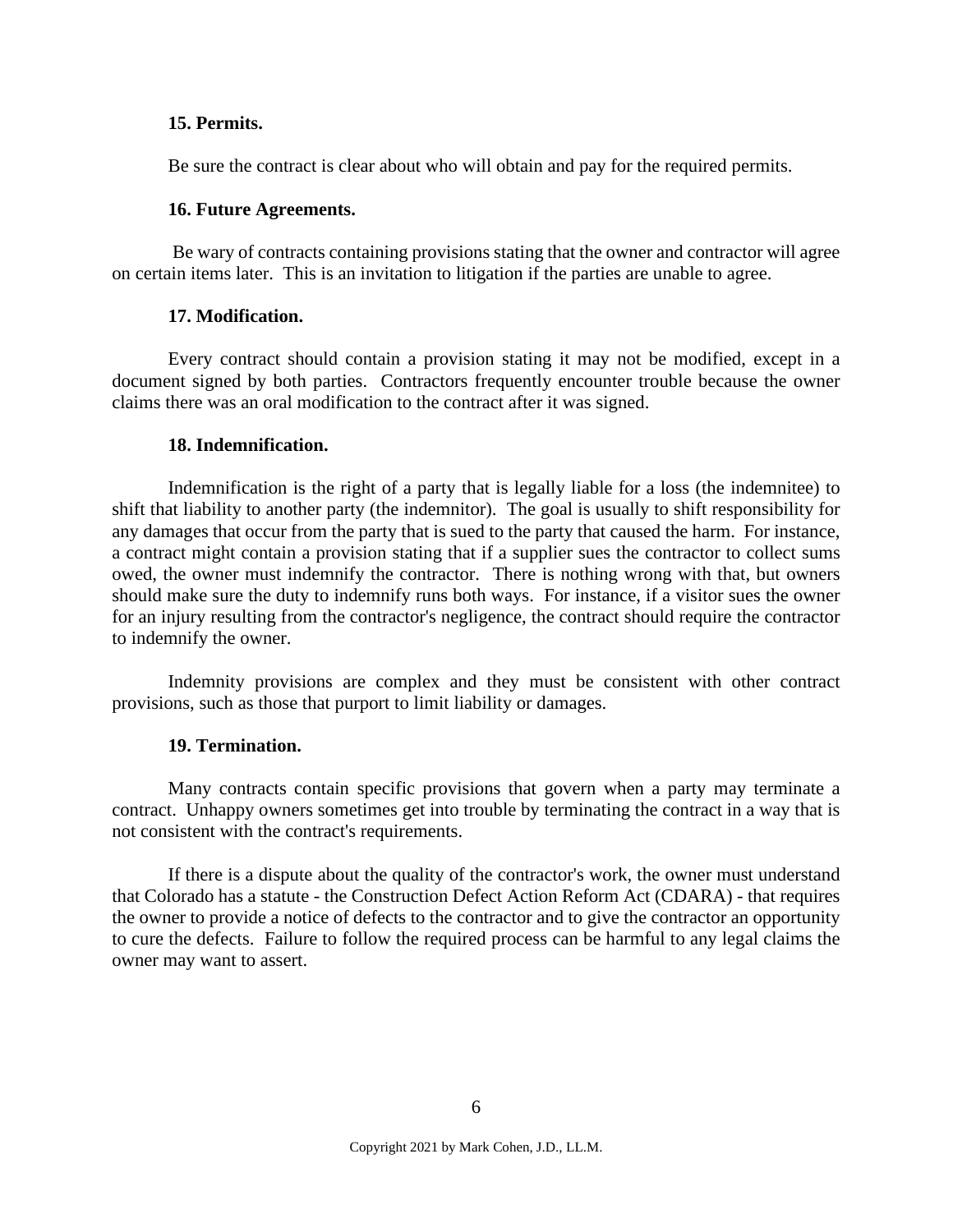**15. Permits.**

Be sure the contract is clear about who will obtain and pay for the required permits.

**16. Future Agreements.**

Be wary of contracts containing provisions stating that the owner and contractor will agree on certain items later. This is an invitation to litigation if the parties are unable to agree.

**17. Modification.**

Every contract should contain a provision stating it may not be modified, except in a document signed by both parties. Contractors frequently encounter trouble because the owner claims there was an oral modification to the contract after it was signed.

**18. Indemnification.**

Indemnification is the right of a party that is legally liable for a loss (the indemnitee) to shift that liability to another party (the indemnitor). The goal is usually to shift responsibility for any damages that occur from the party that is sued to the party that caused the harm. For instance, a contract might contain a provision stating that if a supplier sues the contractor to collect sums owed, the owner must indemnify the contractor. There is nothing wrong with that, but owners should make sure the duty to indemnify runs both ways. For instance, if a visitor sues the owner for an injury resulting from the contractor's negligence, the contract should require the contractor to indemnify the owner.

Indemnity provisions are complex and they must be consistent with other contract provisions, such as those that purport to limit liability or damages.

**19. Termination.**

Many contracts contain specific provisions that govern when a party may terminate a contract. Unhappy owners sometimes get into trouble by terminating the contract in a way that is not consistent with the contract's requirements.

If there is a dispute about the quality of the contractor's work, the owner must understand that Colorado has a statute - the Construction Defect Action Reform Act (CDARA) - that requires the owner to provide a notice of defects to the contractor and to give the contractor an opportunity to cure the defects. Failure to follow the required process can be harmful to any legal claims the owner may want to assert.